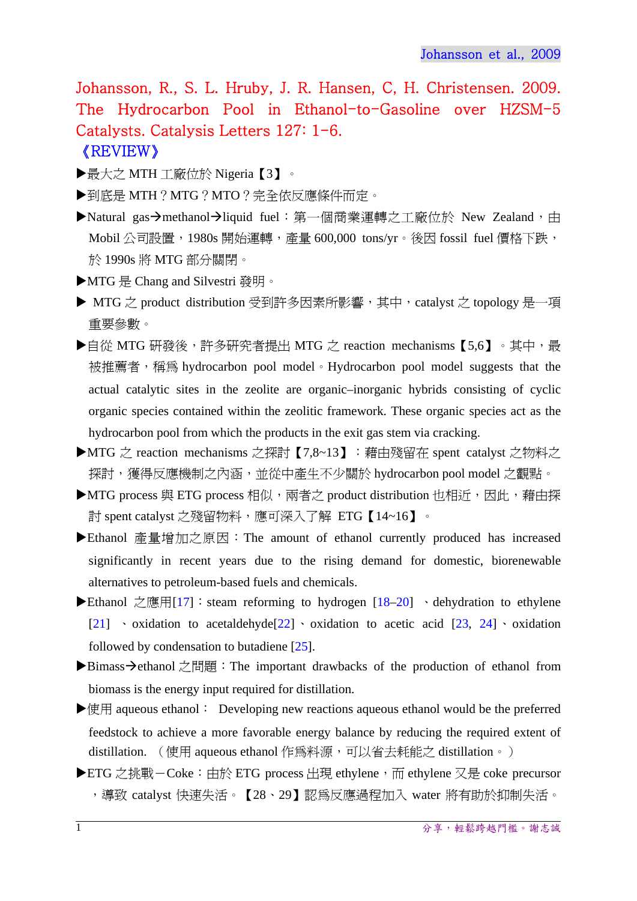Johansson, R., S. L. Hruby, J. R. Hansen, C, H. Christensen. 2009. The Hydrocarbon Pool in Ethanol-to-Gasoline over HZSM-5 Catalysts. Catalysis Letters 127: 1-6.

《REVIEW》

▶最大之 MTH 工廠位於 Nigeria【3】。

▶到底是 MTH？MTG？MTO？完全依反應條件而定。

▶Natural gas→methanol→liquid fuel：第一個商業運轉之工廠位於 New Zealand，由 Mobil 公司設置，1980s 開始運轉，產量 600,000 tons/yr。後因 fossil fuel 價格下跌，於 1990s 將 MTG 部分關閉。

▶MTG 是 Chang and Silvestri 發明。

▶ MTG 之 product distribution 受到許多因素所影響，其中，catalyst 之 topology 是一項重要參數。

▶自從 MTG 研發後，許多研究者提出 MTG 之 reaction mechanisms【5,6】。其中，最被推薦者，稱爲 hydrocarbon pool model。Hydrocarbon pool model suggests that the actual catalytic sites in the zeolite are organic–inorganic hybrids consisting of cyclic organic species contained within the zeolitic framework. These organic species act as the hydrocarbon pool from which the products in the exit gas stem via cracking.

▶MTG 之 reaction mechanisms 之探討【7,8~13】：藉由殘留在 spent catalyst 之物料之探討，獲得反應機制之內涵，並從中產生不少關於 hydrocarbon pool model 之觀點。

▶MTG process 與 ETG process 相似，兩者之 product distribution 也相近，因此，藉由探討 spent catalyst 之殘留物料，應可深入了解 ETG【14~16】。

▶Ethanol 產量增加之原因：The amount of ethanol currently produced has increased significantly in recent years due to the rising demand for domestic, biorenewable alternatives to petroleum-based fuels and chemicals.

▶Ethanol 之應用[17]：steam reforming to hydrogen [18–20] 、dehydration to ethylene [21] 、oxidation to acetaldehyde[22]、oxidation to acetic acid [23, 24]、oxidation followed by condensation to butadiene [25].

▶Bimass→ethanol 之問題：The important drawbacks of the production of ethanol from biomass is the energy input required for distillation.

▶使用 aqueous ethanol： Developing new reactions aqueous ethanol would be the preferred feedstock to achieve a more favorable energy balance by reducing the required extent of distillation. （使用 aqueous ethanol 作爲料源，可以省去耗能之 distillation。）

▶ETG 之挑戰－Coke：由於 ETG process 出現 ethylene，而 ethylene 又是 coke precursor，導致 catalyst 快速失活。【28、29】認爲反應過程加入 water 將有助於抑制失活。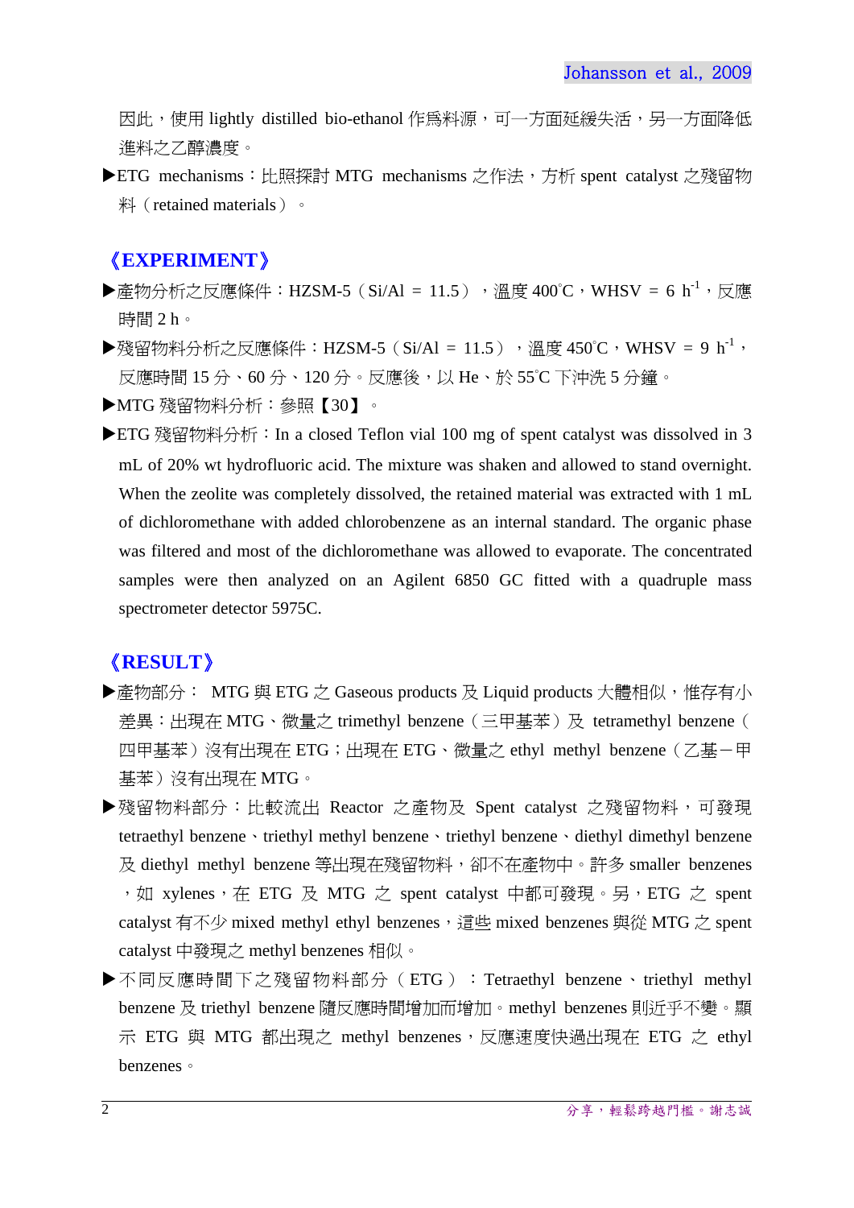因此，使用 lightly distilled bio-ethanol 作爲料源，可一方面延緩失活，另一方面降低進料之乙醇濃度。

▶ETG mechanisms：比照探討 MTG mechanisms 之作法，方析 spent catalyst 之殘留物料（retained materials）。

## 《EXPERIMENT》

▶產物分析之反應條件：HZSM-5（Si/Al = 11.5），溫度 400˚C，WHSV = 6 $h^{-1}$，反應時間 2 h。

▶殘留物料分析之反應條件：HZSM-5（Si/Al = 11.5），溫度 450˚C，WHSV = 9 $h^{-1}$，反應時間 15 分、60 分、120 分。反應後，以 He、於 55˚C 下沖洗 5 分鐘。

▶MTG 殘留物料分析：參照【30】。

▶ETG 殘留物料分析：In a closed Teflon vial 100 mg of spent catalyst was dissolved in 3 mL of 20% wt hydrofluoric acid. The mixture was shaken and allowed to stand overnight. When the zeolite was completely dissolved, the retained material was extracted with 1 mL of dichloromethane with added chlorobenzene as an internal standard. The organic phase was filtered and most of the dichloromethane was allowed to evaporate. The concentrated samples were then analyzed on an Agilent 6850 GC fitted with a quadruple mass spectrometer detector 5975C.

## 《RESULT》

▶產物部分： MTG 與 ETG 之 Gaseous products 及 Liquid products 大體相似，惟存有小差異：出現在 MTG、微量之 trimethyl benzene（三甲基苯）及 tetramethyl benzene（四甲基苯）沒有出現在 ETG；出現在 ETG、微量之 ethyl methyl benzene（乙基－甲基苯）沒有出現 MTG。

▶殘留物料部分：比較流出 Reactor 之產物及 Spent catalyst 之殘留物料，可發現 tetraethyl benzene、triethyl methyl benzene、triethyl benzene、diethyl dimethyl benzene 及 diethyl methyl benzene 等出現在殘留物料，卻不在產物中。許多 smaller benzenes，如 xylenes，在 ETG 及 MTG 之 spent catalyst 中都可發現。另，ETG 之 spent catalyst 有不少 mixed methyl ethyl benzenes，這些 mixed benzenes 與從 MTG 之 spent catalyst 中發現之 methyl benzenes 相似。

▶不同反應時間下之殘留物料部分（ETG）：Tetraethyl benzene、triethyl methyl benzene 及 triethyl benzene 隨反應時間增加而增加。methyl benzenes 則近乎不變。顯示 ETG 與 MTG 都出現之 methyl benzenes，反應速度快過出現在 ETG 之 ethyl benzenes。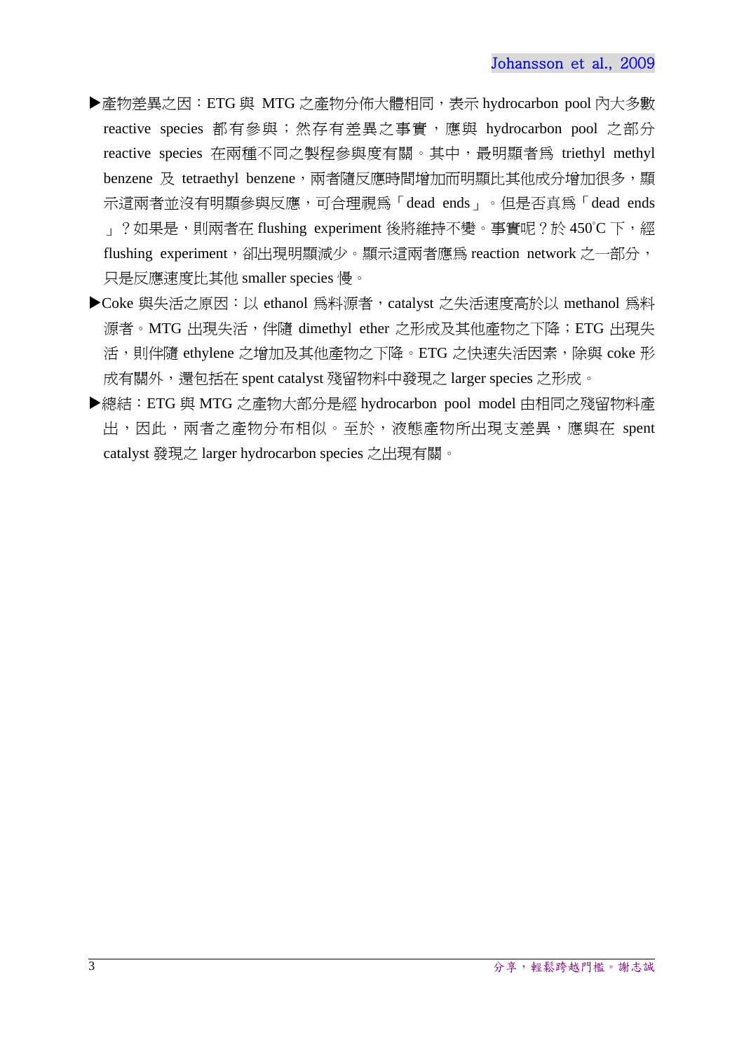▶產物差異之因：ETG 與 MTG 之產物分佈大體相同，表示 hydrocarbon pool 內大多數 reactive species 都有參與；然存有差異之事實，應與 hydrocarbon pool 之部分 reactive species 在兩種不同之製程參與度有關。其中，最明顯者爲 triethyl methyl benzene 及 tetraethyl benzene，兩者隨反應時間增加而明顯比其他成分增加很多，顯示這兩者並沒有明顯參與反應，可合理視爲「dead ends」。但是否真爲「dead ends」？如果是，則兩者在 flushing experiment 後將維持不變。事實呢？於 450°C 下，經 flushing experiment，卻出現明顯減少。顯示這兩者應爲 reaction network 之一部分，只是反應速度比其他 smaller species 慢。

▶Coke 與失活之原因：以 ethanol 爲料源者，catalyst 之失活速度高於以 methanol 爲料源者。MTG 出現失活，伴隨 dimethyl ether 之形成及其他產物之下降；ETG 出現失活，則伴隨 ethylene 之增加及其他產物之下降。ETG 之快速失活因素，除與 coke 形成有關外，還包括在 spent catalyst 殘留物料中發現之 larger species 之形成。

▶總結：ETG 與 MTG 之產物大部分是經 hydrocarbon pool model 由相同之殘留物料產出，因此，兩者之產物分布相似。至於，液態產物所出現支差異，應與在 spent catalyst 發現之 larger hydrocarbon species 之出現有關。